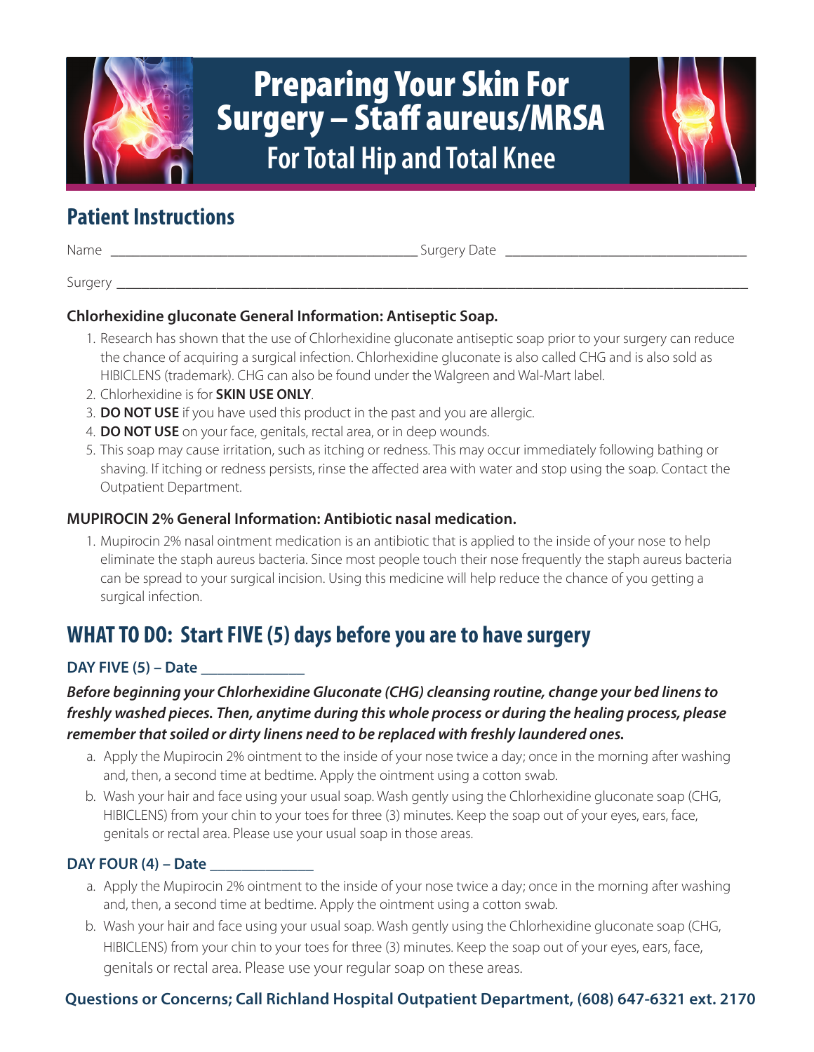# Preparing Your Skin For Surgery – Staff aureus/MRSA

## For Total Hip and Total Knee

## Patient Instructions

Name ___________________________________________ Surgery Date __________________________________

Surgery ___________________________________________________________________________________________

**Chlorhexidine gluconate General Information: Antiseptic Soap.**

1. Research has shown that the use of Chlorhexidine gluconate antiseptic soap prior to your surgery can reduce the chance of acquiring a surgical infection. Chlorhexidine gluconate is also called CHG and is also sold as HIBICLENS (trademark). CHG can also be found under the Walgreen and Wal-Mart label.
2. Chlorhexidine is for **SKIN USE ONLY**.
3. **DO NOT USE** if you have used this product in the past and you are allergic.
4. **DO NOT USE** on your face, genitals, rectal area, or in deep wounds.
5. This soap may cause irritation, such as itching or redness. This may occur immediately following bathing or shaving. If itching or redness persists, rinse the affected area with water and stop using the soap. Contact the Outpatient Department.

**MUPIROCIN 2% General Information: Antibiotic nasal medication.**

1. Mupirocin 2% nasal ointment medication is an antibiotic that is applied to the inside of your nose to help eliminate the staph aureus bacteria. Since most people touch their nose frequently the staph aureus bacteria can be spread to your surgical incision. Using this medicine will help reduce the chance of you getting a surgical infection.

## WHAT TO DO: Start FIVE (5) days before you are to have surgery

**DAY FIVE (5) – Date ______________**

***Before beginning your Chlorhexidine Gluconate (CHG) cleansing routine, change your bed linens to freshly washed pieces. Then, anytime during this whole process or during the healing process, please remember that soiled or dirty linens need to be replaced with freshly laundered ones.***

a. Apply the Mupirocin 2% ointment to the inside of your nose twice a day; once in the morning after washing and, then, a second time at bedtime. Apply the ointment using a cotton swab.
b. Wash your hair and face using your usual soap. Wash gently using the Chlorhexidine gluconate soap (CHG, HIBICLENS) from your chin to your toes for three (3) minutes. Keep the soap out of your eyes, ears, face, genitals or rectal area. Please use your usual soap in those areas.

**DAY FOUR (4) – Date ______________**

a. Apply the Mupirocin 2% ointment to the inside of your nose twice a day; once in the morning after washing and, then, a second time at bedtime. Apply the ointment using a cotton swab.
b. Wash your hair and face using your usual soap. Wash gently using the Chlorhexidine gluconate soap (CHG, HIBICLENS) from your chin to your toes for three (3) minutes. Keep the soap out of your eyes, ears, face, genitals or rectal area. Please use your regular soap on these areas.

**Questions or Concerns; Call Richland Hospital Outpatient Department, (608) 647-6321 ext. 2170**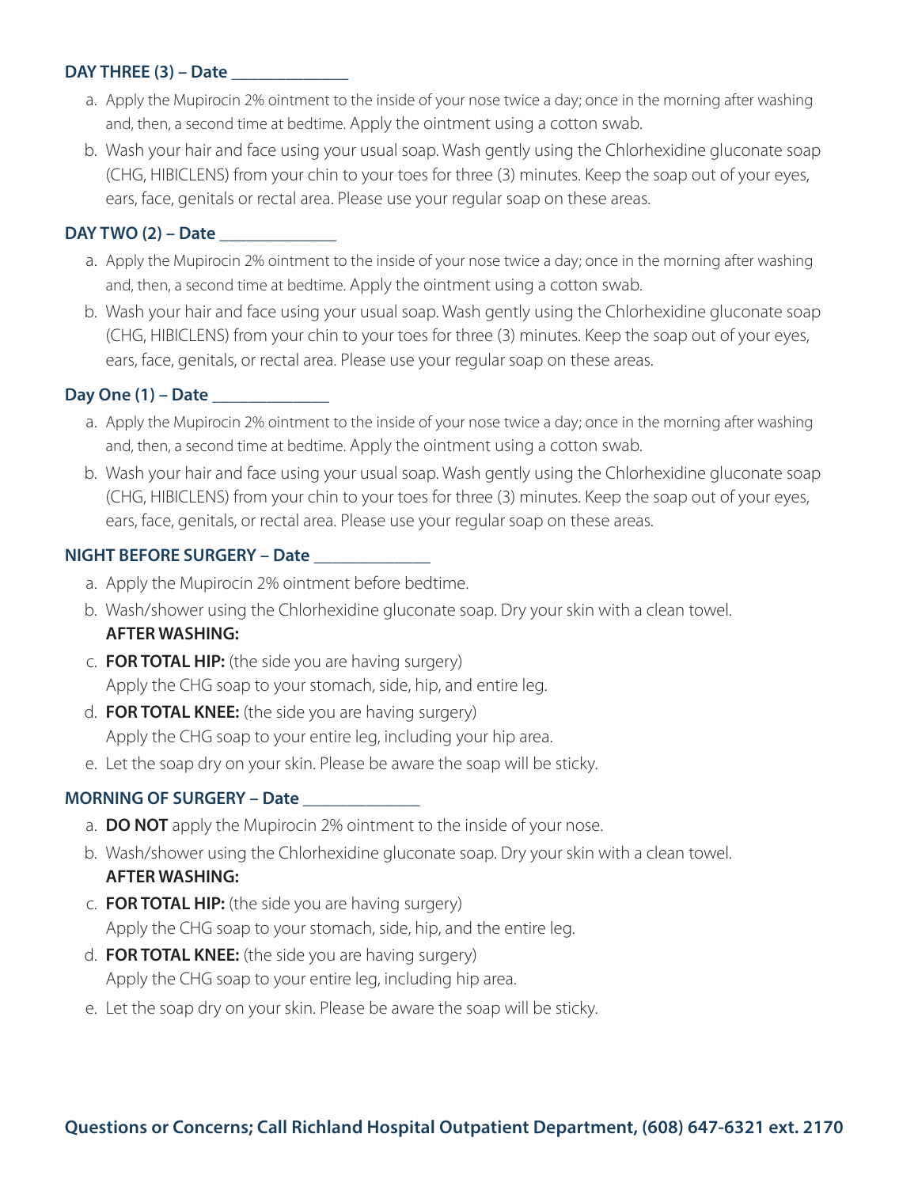### DAY THREE (3) – Date _____________

a. Apply the Mupirocin 2% ointment to the inside of your nose twice a day; once in the morning after washing and, then, a second time at bedtime. Apply the ointment using a cotton swab.
b. Wash your hair and face using your usual soap. Wash gently using the Chlorhexidine gluconate soap (CHG, HIBICLENS) from your chin to your toes for three (3) minutes. Keep the soap out of your eyes, ears, face, genitals or rectal area. Please use your regular soap on these areas.

### DAY TWO (2) – Date _____________

a. Apply the Mupirocin 2% ointment to the inside of your nose twice a day; once in the morning after washing and, then, a second time at bedtime. Apply the ointment using a cotton swab.
b. Wash your hair and face using your usual soap. Wash gently using the Chlorhexidine gluconate soap (CHG, HIBICLENS) from your chin to your toes for three (3) minutes. Keep the soap out of your eyes, ears, face, genitals, or rectal area. Please use your regular soap on these areas.

### Day One (1) – Date _____________

a. Apply the Mupirocin 2% ointment to the inside of your nose twice a day; once in the morning after washing and, then, a second time at bedtime. Apply the ointment using a cotton swab.
b. Wash your hair and face using your usual soap. Wash gently using the Chlorhexidine gluconate soap (CHG, HIBICLENS) from your chin to your toes for three (3) minutes. Keep the soap out of your eyes, ears, face, genitals, or rectal area. Please use your regular soap on these areas.

### NIGHT BEFORE SURGERY – Date _____________

a. Apply the Mupirocin 2% ointment before bedtime.
b. Wash/shower using the Chlorhexidine gluconate soap. Dry your skin with a clean towel.
   **AFTER WASHING:**
c. **FOR TOTAL HIP:** (the side you are having surgery)
   Apply the CHG soap to your stomach, side, hip, and entire leg.
d. **FOR TOTAL KNEE:** (the side you are having surgery)
   Apply the CHG soap to your entire leg, including your hip area.
e. Let the soap dry on your skin. Please be aware the soap will be sticky.

### MORNING OF SURGERY – Date _____________

a. **DO NOT** apply the Mupirocin 2% ointment to the inside of your nose.
b. Wash/shower using the Chlorhexidine gluconate soap. Dry your skin with a clean towel.
   **AFTER WASHING:**
c. **FOR TOTAL HIP:** (the side you are having surgery)
   Apply the CHG soap to your stomach, side, hip, and the entire leg.
d. **FOR TOTAL KNEE:** (the side you are having surgery)
   Apply the CHG soap to your entire leg, including hip area.
e. Let the soap dry on your skin. Please be aware the soap will be sticky.

**Questions or Concerns; Call Richland Hospital Outpatient Department, (608) 647-6321 ext. 2170**